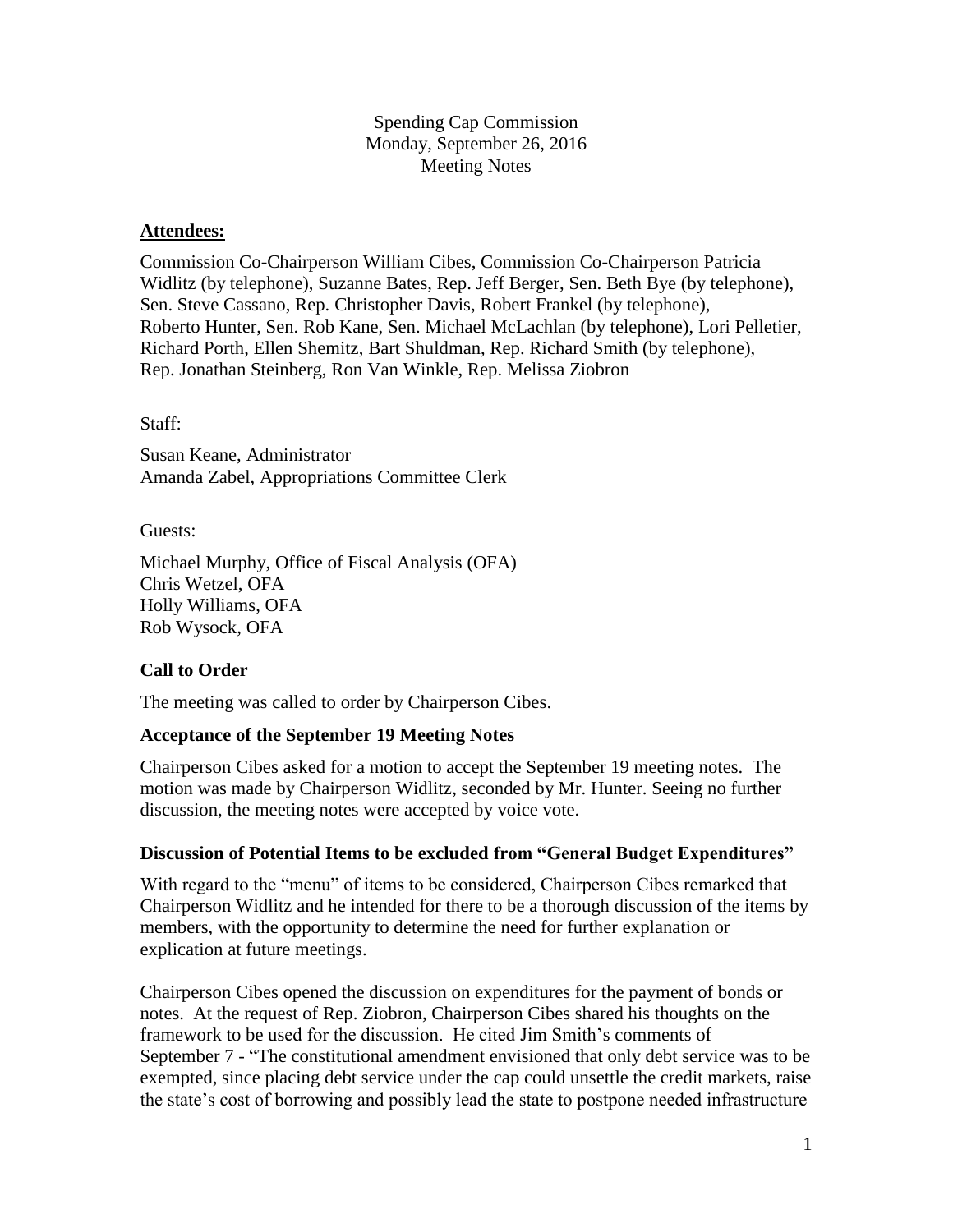Spending Cap Commission
Monday, September 26, 2016
Meeting Notes

**Attendees:**

Commission Co-Chairperson William Cibes, Commission Co-Chairperson Patricia Widlitz (by telephone), Suzanne Bates, Rep. Jeff Berger, Sen. Beth Bye (by telephone), Sen. Steve Cassano, Rep. Christopher Davis, Robert Frankel (by telephone), Roberto Hunter, Sen. Rob Kane, Sen. Michael McLachlan (by telephone), Lori Pelletier, Richard Porth, Ellen Shemitz, Bart Shuldman, Rep. Richard Smith (by telephone), Rep. Jonathan Steinberg, Ron Van Winkle, Rep. Melissa Ziobron

Staff:

Susan Keane, Administrator
Amanda Zabel, Appropriations Committee Clerk

Guests:

Michael Murphy, Office of Fiscal Analysis (OFA)
Chris Wetzel, OFA
Holly Williams, OFA
Rob Wysock, OFA

**Call to Order**

The meeting was called to order by Chairperson Cibes.

**Acceptance of the September 19 Meeting Notes**

Chairperson Cibes asked for a motion to accept the September 19 meeting notes. The motion was made by Chairperson Widlitz, seconded by Mr. Hunter. Seeing no further discussion, the meeting notes were accepted by voice vote.

**Discussion of Potential Items to be excluded from "General Budget Expenditures"**

With regard to the "menu" of items to be considered, Chairperson Cibes remarked that Chairperson Widlitz and he intended for there to be a thorough discussion of the items by members, with the opportunity to determine the need for further explanation or explication at future meetings.

Chairperson Cibes opened the discussion on expenditures for the payment of bonds or notes. At the request of Rep. Ziobron, Chairperson Cibes shared his thoughts on the framework to be used for the discussion. He cited Jim Smith's comments of September 7 - "The constitutional amendment envisioned that only debt service was to be exempted, since placing debt service under the cap could unsettle the credit markets, raise the state's cost of borrowing and possibly lead the state to postpone needed infrastructure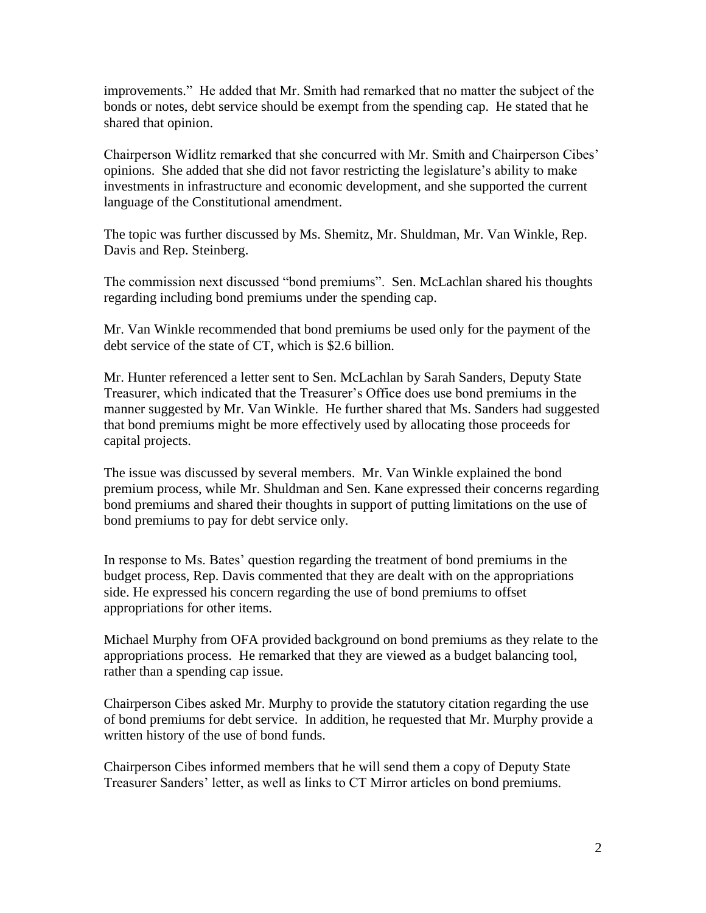improvements." He added that Mr. Smith had remarked that no matter the subject of the bonds or notes, debt service should be exempt from the spending cap. He stated that he shared that opinion.

Chairperson Widlitz remarked that she concurred with Mr. Smith and Chairperson Cibes' opinions. She added that she did not favor restricting the legislature's ability to make investments in infrastructure and economic development, and she supported the current language of the Constitutional amendment.

The topic was further discussed by Ms. Shemitz, Mr. Shuldman, Mr. Van Winkle, Rep. Davis and Rep. Steinberg.

The commission next discussed "bond premiums". Sen. McLachlan shared his thoughts regarding including bond premiums under the spending cap.

Mr. Van Winkle recommended that bond premiums be used only for the payment of the debt service of the state of CT, which is $2.6 billion.

Mr. Hunter referenced a letter sent to Sen. McLachlan by Sarah Sanders, Deputy State Treasurer, which indicated that the Treasurer's Office does use bond premiums in the manner suggested by Mr. Van Winkle. He further shared that Ms. Sanders had suggested that bond premiums might be more effectively used by allocating those proceeds for capital projects.

The issue was discussed by several members. Mr. Van Winkle explained the bond premium process, while Mr. Shuldman and Sen. Kane expressed their concerns regarding bond premiums and shared their thoughts in support of putting limitations on the use of bond premiums to pay for debt service only.

In response to Ms. Bates' question regarding the treatment of bond premiums in the budget process, Rep. Davis commented that they are dealt with on the appropriations side. He expressed his concern regarding the use of bond premiums to offset appropriations for other items.

Michael Murphy from OFA provided background on bond premiums as they relate to the appropriations process. He remarked that they are viewed as a budget balancing tool, rather than a spending cap issue.

Chairperson Cibes asked Mr. Murphy to provide the statutory citation regarding the use of bond premiums for debt service. In addition, he requested that Mr. Murphy provide a written history of the use of bond funds.

Chairperson Cibes informed members that he will send them a copy of Deputy State Treasurer Sanders' letter, as well as links to CT Mirror articles on bond premiums.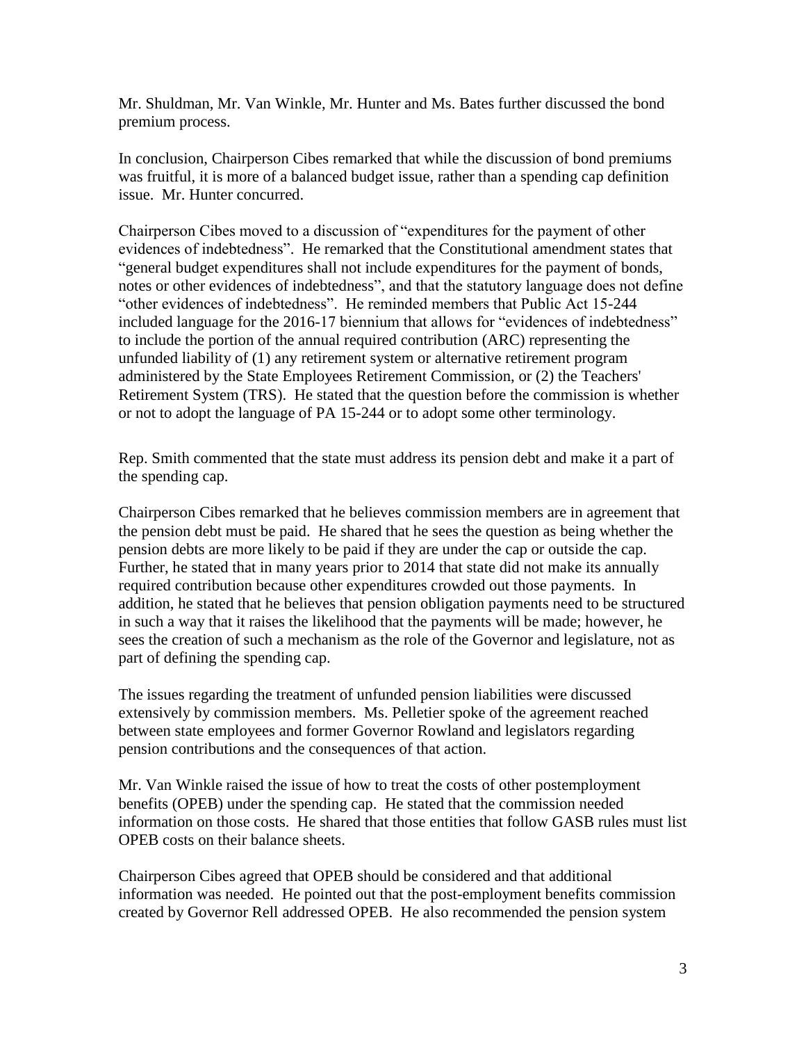Mr. Shuldman, Mr. Van Winkle, Mr. Hunter and Ms. Bates further discussed the bond premium process.

In conclusion, Chairperson Cibes remarked that while the discussion of bond premiums was fruitful, it is more of a balanced budget issue, rather than a spending cap definition issue. Mr. Hunter concurred.

Chairperson Cibes moved to a discussion of "expenditures for the payment of other evidences of indebtedness". He remarked that the Constitutional amendment states that "general budget expenditures shall not include expenditures for the payment of bonds, notes or other evidences of indebtedness", and that the statutory language does not define "other evidences of indebtedness". He reminded members that Public Act 15-244 included language for the 2016-17 biennium that allows for "evidences of indebtedness" to include the portion of the annual required contribution (ARC) representing the unfunded liability of (1) any retirement system or alternative retirement program administered by the State Employees Retirement Commission, or (2) the Teachers' Retirement System (TRS). He stated that the question before the commission is whether or not to adopt the language of PA 15-244 or to adopt some other terminology.

Rep. Smith commented that the state must address its pension debt and make it a part of the spending cap.

Chairperson Cibes remarked that he believes commission members are in agreement that the pension debt must be paid. He shared that he sees the question as being whether the pension debts are more likely to be paid if they are under the cap or outside the cap. Further, he stated that in many years prior to 2014 that state did not make its annually required contribution because other expenditures crowded out those payments. In addition, he stated that he believes that pension obligation payments need to be structured in such a way that it raises the likelihood that the payments will be made; however, he sees the creation of such a mechanism as the role of the Governor and legislature, not as part of defining the spending cap.

The issues regarding the treatment of unfunded pension liabilities were discussed extensively by commission members. Ms. Pelletier spoke of the agreement reached between state employees and former Governor Rowland and legislators regarding pension contributions and the consequences of that action.

Mr. Van Winkle raised the issue of how to treat the costs of other postemployment benefits (OPEB) under the spending cap. He stated that the commission needed information on those costs. He shared that those entities that follow GASB rules must list OPEB costs on their balance sheets.

Chairperson Cibes agreed that OPEB should be considered and that additional information was needed. He pointed out that the post-employment benefits commission created by Governor Rell addressed OPEB. He also recommended the pension system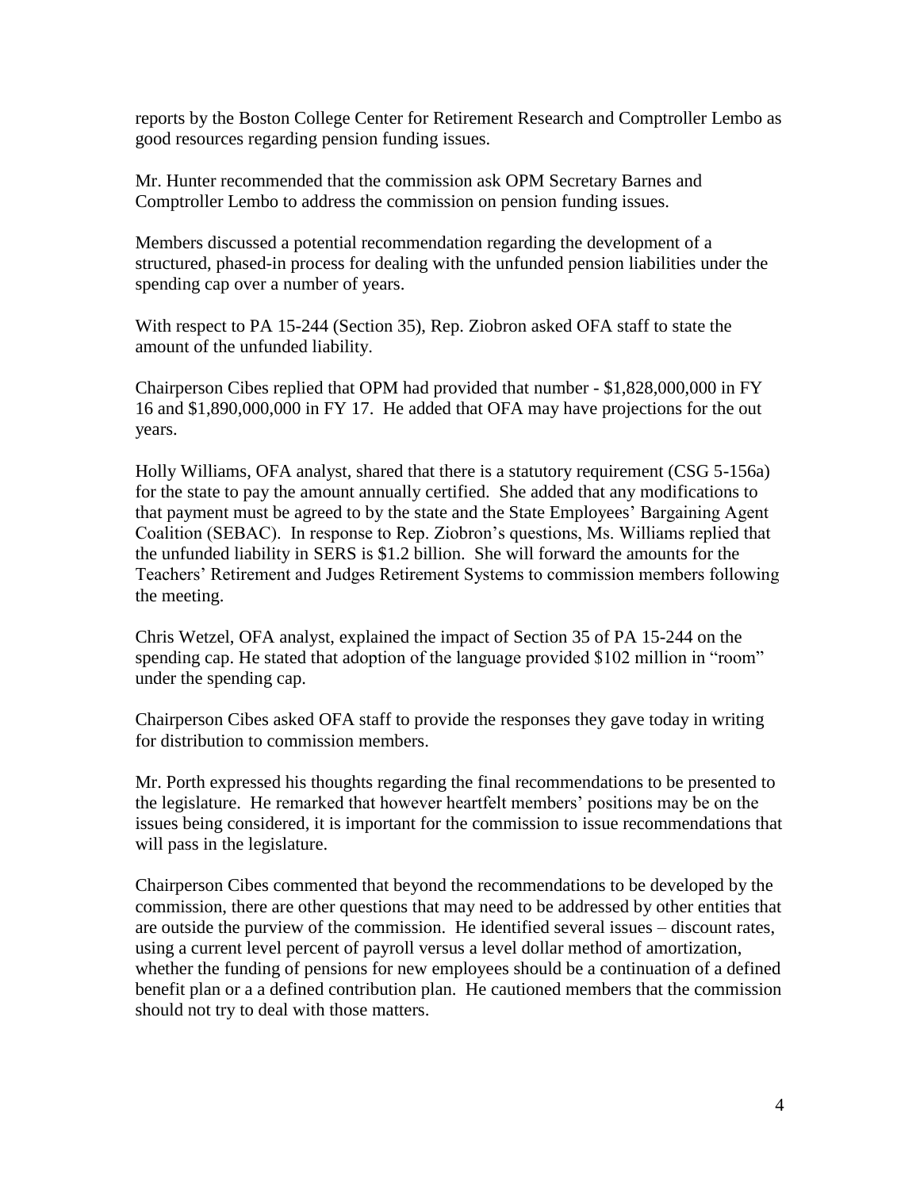reports by the Boston College Center for Retirement Research and Comptroller Lembo as good resources regarding pension funding issues.

Mr. Hunter recommended that the commission ask OPM Secretary Barnes and Comptroller Lembo to address the commission on pension funding issues.

Members discussed a potential recommendation regarding the development of a structured, phased-in process for dealing with the unfunded pension liabilities under the spending cap over a number of years.

With respect to PA 15-244 (Section 35), Rep. Ziobron asked OFA staff to state the amount of the unfunded liability.

Chairperson Cibes replied that OPM had provided that number - $1,828,000,000 in FY 16 and $1,890,000,000 in FY 17. He added that OFA may have projections for the out years.

Holly Williams, OFA analyst, shared that there is a statutory requirement (CSG 5-156a) for the state to pay the amount annually certified. She added that any modifications to that payment must be agreed to by the state and the State Employees' Bargaining Agent Coalition (SEBAC). In response to Rep. Ziobron's questions, Ms. Williams replied that the unfunded liability in SERS is $1.2 billion. She will forward the amounts for the Teachers' Retirement and Judges Retirement Systems to commission members following the meeting.

Chris Wetzel, OFA analyst, explained the impact of Section 35 of PA 15-244 on the spending cap. He stated that adoption of the language provided $102 million in "room" under the spending cap.

Chairperson Cibes asked OFA staff to provide the responses they gave today in writing for distribution to commission members.

Mr. Porth expressed his thoughts regarding the final recommendations to be presented to the legislature. He remarked that however heartfelt members' positions may be on the issues being considered, it is important for the commission to issue recommendations that will pass in the legislature.

Chairperson Cibes commented that beyond the recommendations to be developed by the commission, there are other questions that may need to be addressed by other entities that are outside the purview of the commission. He identified several issues – discount rates, using a current level percent of payroll versus a level dollar method of amortization, whether the funding of pensions for new employees should be a continuation of a defined benefit plan or a a defined contribution plan. He cautioned members that the commission should not try to deal with those matters.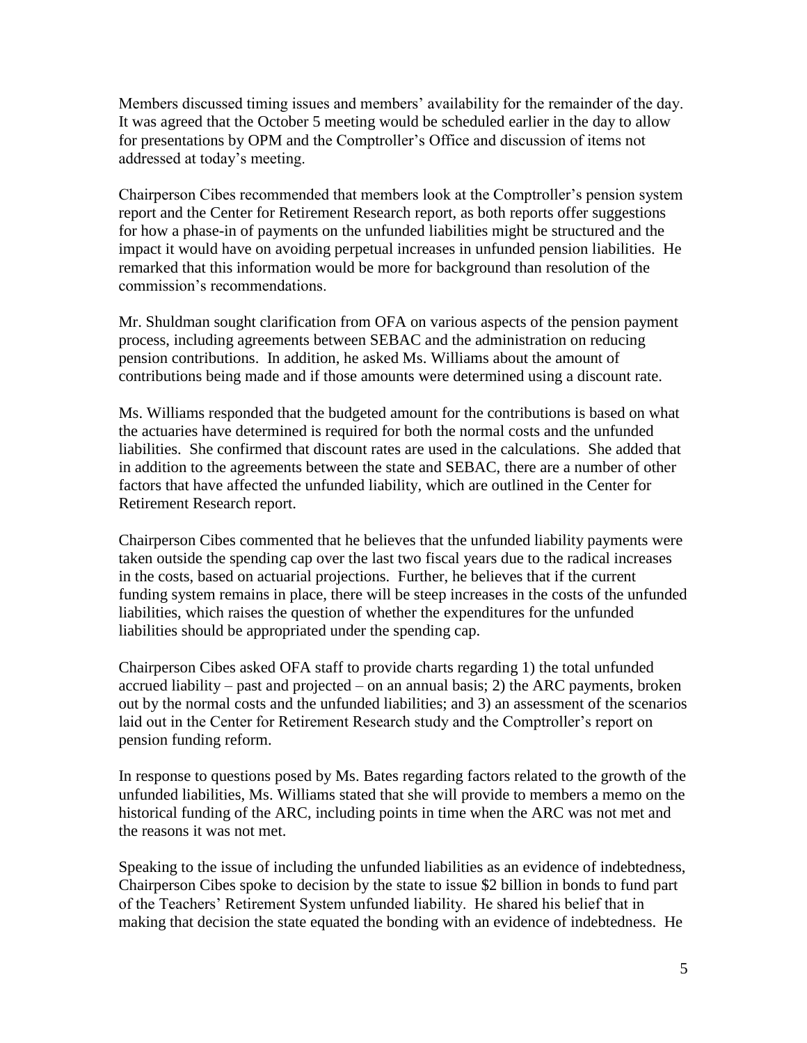Members discussed timing issues and members' availability for the remainder of the day. It was agreed that the October 5 meeting would be scheduled earlier in the day to allow for presentations by OPM and the Comptroller's Office and discussion of items not addressed at today's meeting.

Chairperson Cibes recommended that members look at the Comptroller's pension system report and the Center for Retirement Research report, as both reports offer suggestions for how a phase-in of payments on the unfunded liabilities might be structured and the impact it would have on avoiding perpetual increases in unfunded pension liabilities. He remarked that this information would be more for background than resolution of the commission's recommendations.

Mr. Shuldman sought clarification from OFA on various aspects of the pension payment process, including agreements between SEBAC and the administration on reducing pension contributions. In addition, he asked Ms. Williams about the amount of contributions being made and if those amounts were determined using a discount rate.

Ms. Williams responded that the budgeted amount for the contributions is based on what the actuaries have determined is required for both the normal costs and the unfunded liabilities. She confirmed that discount rates are used in the calculations. She added that in addition to the agreements between the state and SEBAC, there are a number of other factors that have affected the unfunded liability, which are outlined in the Center for Retirement Research report.

Chairperson Cibes commented that he believes that the unfunded liability payments were taken outside the spending cap over the last two fiscal years due to the radical increases in the costs, based on actuarial projections. Further, he believes that if the current funding system remains in place, there will be steep increases in the costs of the unfunded liabilities, which raises the question of whether the expenditures for the unfunded liabilities should be appropriated under the spending cap.

Chairperson Cibes asked OFA staff to provide charts regarding 1) the total unfunded accrued liability – past and projected – on an annual basis; 2) the ARC payments, broken out by the normal costs and the unfunded liabilities; and 3) an assessment of the scenarios laid out in the Center for Retirement Research study and the Comptroller's report on pension funding reform.

In response to questions posed by Ms. Bates regarding factors related to the growth of the unfunded liabilities, Ms. Williams stated that she will provide to members a memo on the historical funding of the ARC, including points in time when the ARC was not met and the reasons it was not met.

Speaking to the issue of including the unfunded liabilities as an evidence of indebtedness, Chairperson Cibes spoke to decision by the state to issue $2 billion in bonds to fund part of the Teachers' Retirement System unfunded liability. He shared his belief that in making that decision the state equated the bonding with an evidence of indebtedness. He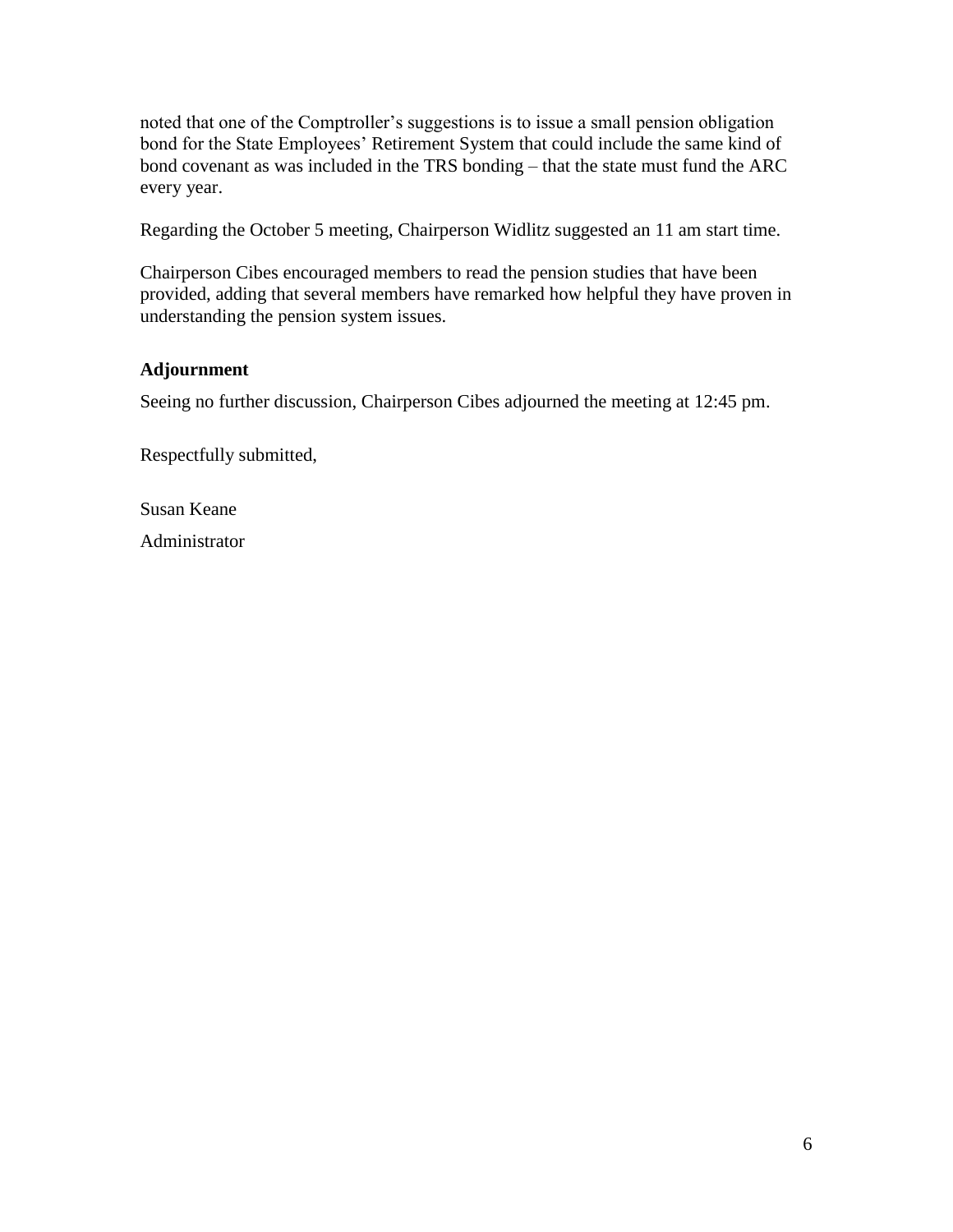noted that one of the Comptroller's suggestions is to issue a small pension obligation bond for the State Employees' Retirement System that could include the same kind of bond covenant as was included in the TRS bonding – that the state must fund the ARC every year.

Regarding the October 5 meeting, Chairperson Widlitz suggested an 11 am start time.

Chairperson Cibes encouraged members to read the pension studies that have been provided, adding that several members have remarked how helpful they have proven in understanding the pension system issues.

**Adjournment**

Seeing no further discussion, Chairperson Cibes adjourned the meeting at 12:45 pm.

Respectfully submitted,

Susan Keane

Administrator